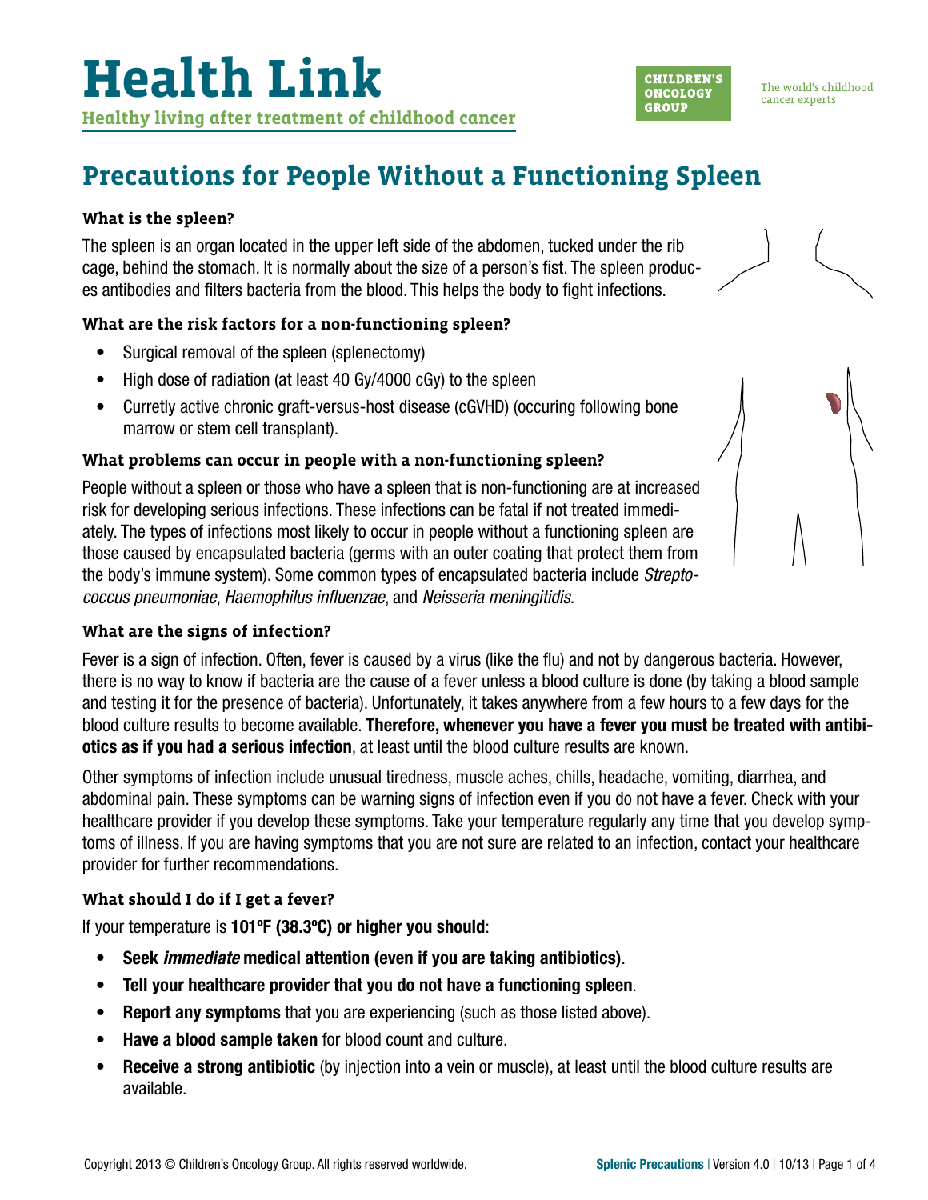# Health Link

**Healthy living after treatment of childhood cancer**

CHILDREN'S ONCOLOGY GROUP

The world's childhood cancer experts

## Precautions for People Without a Functioning Spleen

### What is the spleen?

The spleen is an organ located in the upper left side of the abdomen, tucked under the rib cage, behind the stomach. It is normally about the size of a person's fist. The spleen produces antibodies and filters bacteria from the blood. This helps the body to fight infections.

### What are the risk factors for a non-functioning spleen?

- Surgical removal of the spleen (splenectomy)
- High dose of radiation (at least 40 Gy/4000 cGy) to the spleen
- Curretly active chronic graft-versus-host disease (cGVHD) (occuring following bone marrow or stem cell transplant).

### What problems can occur in people with a non-functioning spleen?

People without a spleen or those who have a spleen that is non-functioning are at increased risk for developing serious infections. These infections can be fatal if not treated immediately. The types of infections most likely to occur in people without a functioning spleen are those caused by encapsulated bacteria (germs with an outer coating that protect them from the body's immune system). Some common types of encapsulated bacteria include *Streptococcus pneumoniae*, *Haemophilus influenzae*, and *Neisseria meningitidis*.

### What are the signs of infection?

Fever is a sign of infection. Often, fever is caused by a virus (like the flu) and not by dangerous bacteria. However, there is no way to know if bacteria are the cause of a fever unless a blood culture is done (by taking a blood sample and testing it for the presence of bacteria). Unfortunately, it takes anywhere from a few hours to a few days for the blood culture results to become available. **Therefore, whenever you have a fever you must be treated with antibiotics as if you had a serious infection**, at least until the blood culture results are known.

Other symptoms of infection include unusual tiredness, muscle aches, chills, headache, vomiting, diarrhea, and abdominal pain. These symptoms can be warning signs of infection even if you do not have a fever. Check with your healthcare provider if you develop these symptoms. Take your temperature regularly any time that you develop symptoms of illness. If you are having symptoms that you are not sure are related to an infection, contact your healthcare provider for further recommendations.

### What should I do if I get a fever?

If your temperature is **101ºF (38.3ºC) or higher you should**:

- **Seek *immediate* medical attention (even if you are taking antibiotics)**.
- **Tell your healthcare provider that you do not have a functioning spleen**.
- **Report any symptoms** that you are experiencing (such as those listed above).
- **Have a blood sample taken** for blood count and culture.
- **Receive a strong antibiotic** (by injection into a vein or muscle), at least until the blood culture results are available.

Copyright 2013 © Children's Oncology Group. All rights reserved worldwide.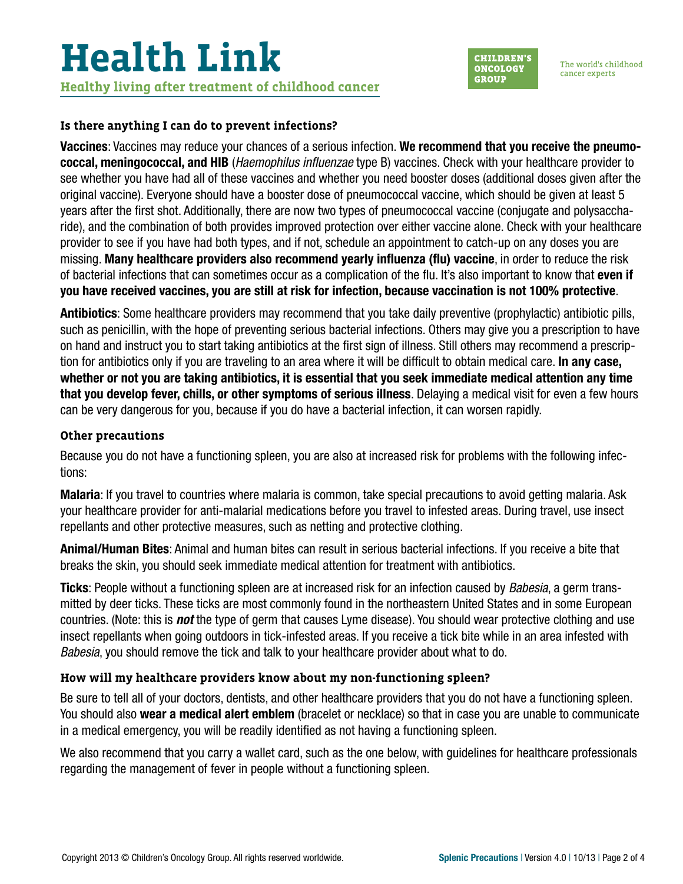### Is there anything I can do to prevent infections?

**Vaccines**: Vaccines may reduce your chances of a serious infection. **We recommend that you receive the pneumococcal, meningococcal, and HIB** (*Haemophilus influenzae* type B) vaccines. Check with your healthcare provider to see whether you have had all of these vaccines and whether you need booster doses (additional doses given after the original vaccine). Everyone should have a booster dose of pneumococcal vaccine, which should be given at least 5 years after the first shot. Additionally, there are now two types of pneumococcal vaccine (conjugate and polysaccharide), and the combination of both provides improved protection over either vaccine alone. Check with your healthcare provider to see if you have had both types, and if not, schedule an appointment to catch-up on any doses you are missing. **Many healthcare providers also recommend yearly influenza (flu) vaccine**, in order to reduce the risk of bacterial infections that can sometimes occur as a complication of the flu. It's also important to know that **even if you have received vaccines, you are still at risk for infection, because vaccination is not 100% protective**.

**Antibiotics**: Some healthcare providers may recommend that you take daily preventive (prophylactic) antibiotic pills, such as penicillin, with the hope of preventing serious bacterial infections. Others may give you a prescription to have on hand and instruct you to start taking antibiotics at the first sign of illness. Still others may recommend a prescription for antibiotics only if you are traveling to an area where it will be difficult to obtain medical care. **In any case, whether or not you are taking antibiotics, it is essential that you seek immediate medical attention any time that you develop fever, chills, or other symptoms of serious illness**. Delaying a medical visit for even a few hours can be very dangerous for you, because if you do have a bacterial infection, it can worsen rapidly.

### Other precautions

Because you do not have a functioning spleen, you are also at increased risk for problems with the following infections:

**Malaria**: If you travel to countries where malaria is common, take special precautions to avoid getting malaria. Ask your healthcare provider for anti-malarial medications before you travel to infested areas. During travel, use insect repellants and other protective measures, such as netting and protective clothing.

**Animal/Human Bites**: Animal and human bites can result in serious bacterial infections. If you receive a bite that breaks the skin, you should seek immediate medical attention for treatment with antibiotics.

**Ticks**: People without a functioning spleen are at increased risk for an infection caused by *Babesia*, a germ transmitted by deer ticks. These ticks are most commonly found in the northeastern United States and in some European countries. (Note: this is ***not*** the type of germ that causes Lyme disease). You should wear protective clothing and use insect repellants when going outdoors in tick-infested areas. If you receive a tick bite while in an area infested with *Babesia*, you should remove the tick and talk to your healthcare provider about what to do.

### How will my healthcare providers know about my non-functioning spleen?

Be sure to tell all of your doctors, dentists, and other healthcare providers that you do not have a functioning spleen. You should also **wear a medical alert emblem** (bracelet or necklace) so that in case you are unable to communicate in a medical emergency, you will be readily identified as not having a functioning spleen.

We also recommend that you carry a wallet card, such as the one below, with guidelines for healthcare professionals regarding the management of fever in people without a functioning spleen.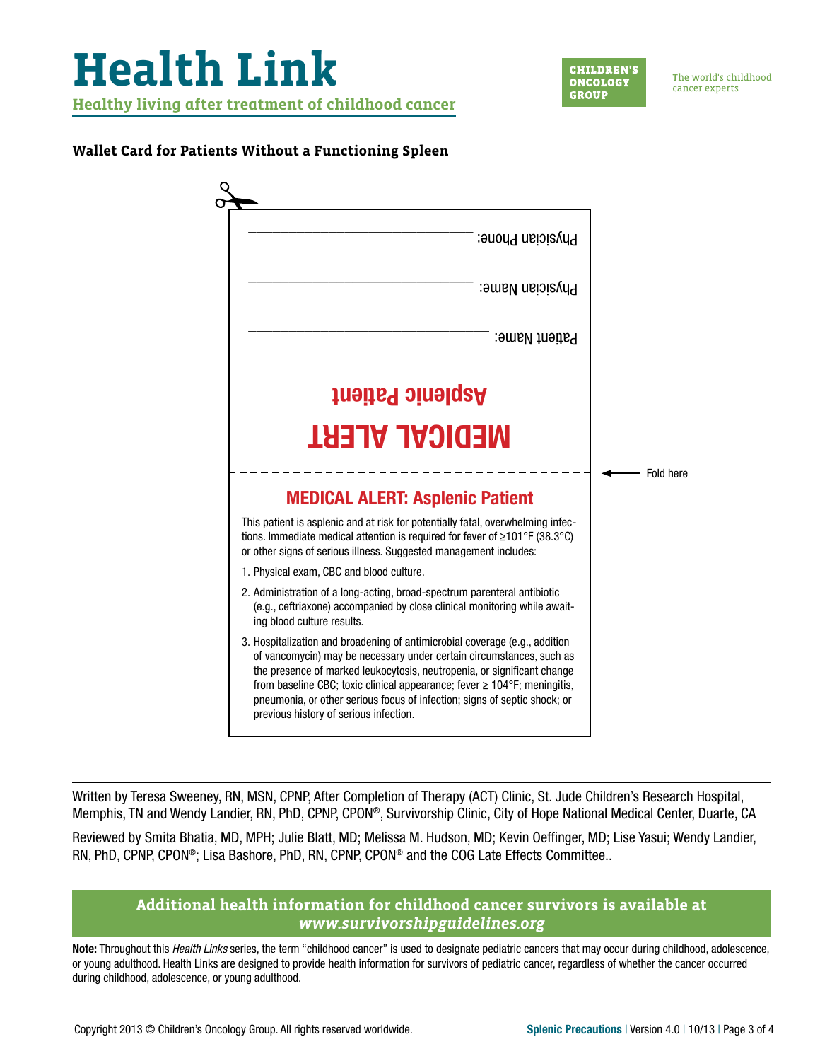# Health Link

**Healthy living after treatment of childhood cancer**

CHILDREN'S ONCOLOGY GROUP

The world's childhood cancer experts

**Wallet Card for Patients Without a Functioning Spleen**

Physician Phone: ______________________________

Physician Name: ______________________________

Patient Name: ________________________________

**Asplenic Patient**

**MEDICAL ALERT**

Fold here

## MEDICAL ALERT: Asplenic Patient

This patient is asplenic and at risk for potentially fatal, overwhelming infections. Immediate medical attention is required for fever of ≥101°F (38.3°C) or other signs of serious illness. Suggested management includes:

1. Physical exam, CBC and blood culture.
2. Administration of a long-acting, broad-spectrum parenteral antibiotic (e.g., ceftriaxone) accompanied by close clinical monitoring while awaiting blood culture results.
3. Hospitalization and broadening of antimicrobial coverage (e.g., addition of vancomycin) may be necessary under certain circumstances, such as the presence of marked leukocytosis, neutropenia, or significant change from baseline CBC; toxic clinical appearance; fever ≥ 104°F; meningitis, pneumonia, or other serious focus of infection; signs of septic shock; or previous history of serious infection.

---

Written by Teresa Sweeney, RN, MSN, CPNP, After Completion of Therapy (ACT) Clinic, St. Jude Children's Research Hospital, Memphis, TN and Wendy Landier, RN, PhD, CPNP, CPON®, Survivorship Clinic, City of Hope National Medical Center, Duarte, CA

Reviewed by Smita Bhatia, MD, MPH; Julie Blatt, MD; Melissa M. Hudson, MD; Kevin Oeffinger, MD; Lise Yasui; Wendy Landier, RN, PhD, CPNP, CPON®; Lisa Bashore, PhD, RN, CPNP, CPON® and the COG Late Effects Committee..

**Additional health information for childhood cancer survivors is available at *www.survivorshipguidelines.org***

**Note:** Throughout this *Health Links* series, the term "childhood cancer" is used to designate pediatric cancers that may occur during childhood, adolescence, or young adulthood. Health Links are designed to provide health information for survivors of pediatric cancer, regardless of whether the cancer occurred during childhood, adolescence, or young adulthood.

Copyright 2013 © Children's Oncology Group. All rights reserved worldwide.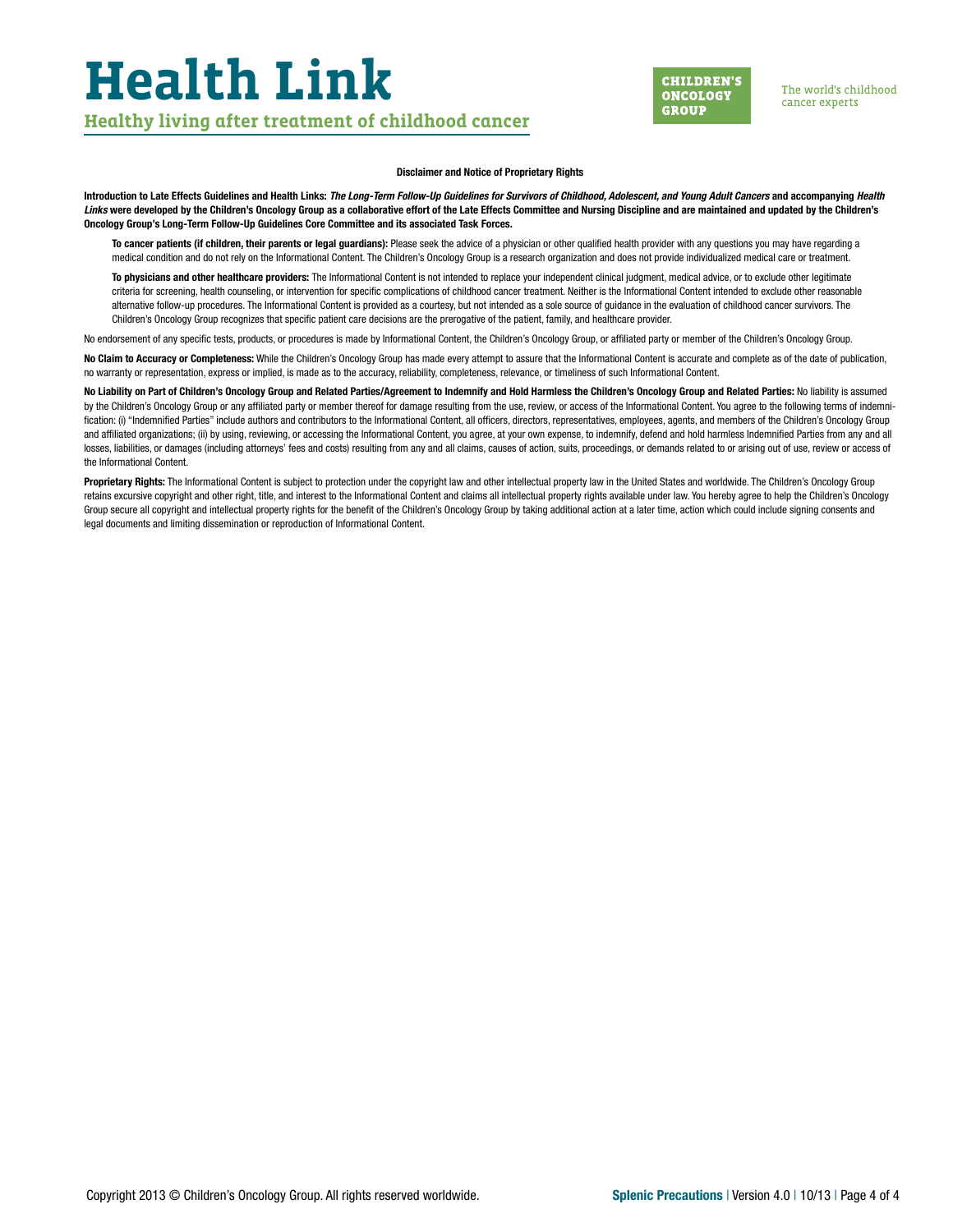# Health Link

## Healthy living after treatment of childhood cancer

CHILDREN'S ONCOLOGY GROUP

The world's childhood cancer experts

**Disclaimer and Notice of Proprietary Rights**

**Introduction to Late Effects Guidelines and Health Links:** ***The Long-Term Follow-Up Guidelines for Survivors of Childhood, Adolescent, and Young Adult Cancers*** **and accompanying** ***Health Links*** **were developed by the Children's Oncology Group as a collaborative effort of the Late Effects Committee and Nursing Discipline and are maintained and updated by the Children's Oncology Group's Long-Term Follow-Up Guidelines Core Committee and its associated Task Forces.**

**To cancer patients (if children, their parents or legal guardians):** Please seek the advice of a physician or other qualified health provider with any questions you may have regarding a medical condition and do not rely on the Informational Content. The Children's Oncology Group is a research organization and does not provide individualized medical care or treatment.

**To physicians and other healthcare providers:** The Informational Content is not intended to replace your independent clinical judgment, medical advice, or to exclude other legitimate criteria for screening, health counseling, or intervention for specific complications of childhood cancer treatment. Neither is the Informational Content intended to exclude other reasonable alternative follow-up procedures. The Informational Content is provided as a courtesy, but not intended as a sole source of guidance in the evaluation of childhood cancer survivors. The Children's Oncology Group recognizes that specific patient care decisions are the prerogative of the patient, family, and healthcare provider.

No endorsement of any specific tests, products, or procedures is made by Informational Content, the Children's Oncology Group, or affiliated party or member of the Children's Oncology Group.

**No Claim to Accuracy or Completeness:** While the Children's Oncology Group has made every attempt to assure that the Informational Content is accurate and complete as of the date of publication, no warranty or representation, express or implied, is made as to the accuracy, reliability, completeness, relevance, or timeliness of such Informational Content.

**No Liability on Part of Children's Oncology Group and Related Parties/Agreement to Indemnify and Hold Harmless the Children's Oncology Group and Related Parties:** No liability is assumed by the Children's Oncology Group or any affiliated party or member thereof for damage resulting from the use, review, or access of the Informational Content. You agree to the following terms of indemnification: (i) "Indemnified Parties" include authors and contributors to the Informational Content, all officers, directors, representatives, employees, agents, and members of the Children's Oncology Group and affiliated organizations; (ii) by using, reviewing, or accessing the Informational Content, you agree, at your own expense, to indemnify, defend and hold harmless Indemnified Parties from any and all losses, liabilities, or damages (including attorneys' fees and costs) resulting from any and all claims, causes of action, suits, proceedings, or demands related to or arising out of use, review or access of the Informational Content.

**Proprietary Rights:** The Informational Content is subject to protection under the copyright law and other intellectual property law in the United States and worldwide. The Children's Oncology Group retains excursive copyright and other right, title, and interest to the Informational Content and claims all intellectual property rights available under law. You hereby agree to help the Children's Oncology Group secure all copyright and intellectual property rights for the benefit of the Children's Oncology Group by taking additional action at a later time, action which could include signing consents and legal documents and limiting dissemination or reproduction of Informational Content.

Copyright 2013 © Children's Oncology Group. All rights reserved worldwide.